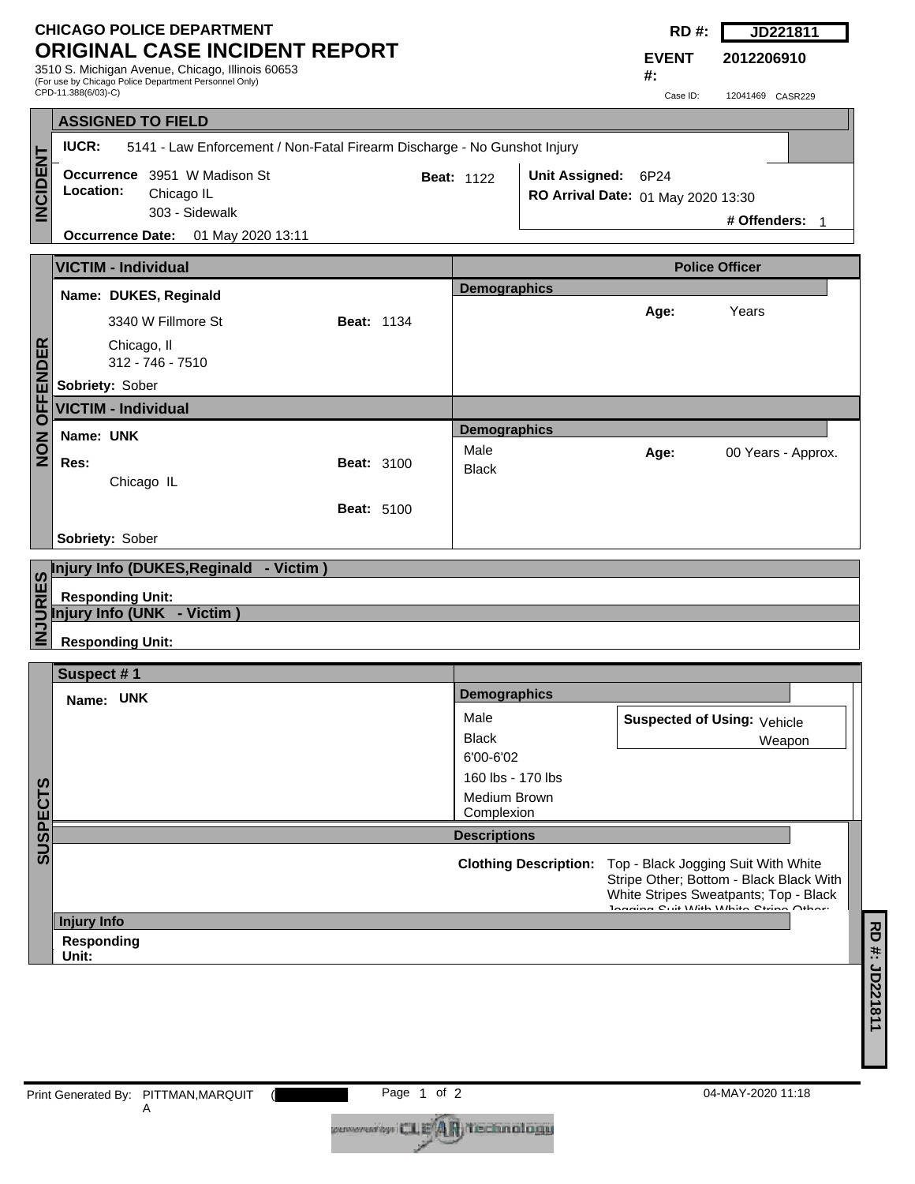# CHICAGO POLICE DEPARTMENT

## ORIGINAL CASE INCIDENT REPORT

3510 S. Michigan Avenue, Chicago, Illinois 60653
(For use by Chicago Police Department Personnel Only)
CPD-11.388(6/03)-C)

**RD #:** JD221811

**EVENT #:** 2012206910

Case ID: 12041469 CASR229

## INCIDENT

### ASSIGNED TO FIELD

**IUCR:** 5141 - Law Enforcement / Non-Fatal Firearm Discharge - No Gunshot Injury

**Occurrence Location:** 3951 W Madison St, Chicago IL, 303 - Sidewalk

**Beat:** 1122

**Unit Assigned:** 6P24

**RO Arrival Date:** 01 May 2020 13:30

**# Offenders:** 1

**Occurrence Date:** 01 May 2020 13:11

## NON OFFENDER

### VICTIM - Individual (Police Officer)

**Name:** DUKES, Reginald

3340 W Fillmore St
Chicago, Il
312 - 746 - 7510

**Beat:** 1134

**Sobriety:** Sober

**Demographics**

**Age:** Years

### VICTIM - Individual

**Name:** UNK

**Res:** Chicago IL

**Beat:** 3100

**Beat:** 5100

**Sobriety:** Sober

**Demographics**

Male
Black

**Age:** 00 Years - Approx.

## INJURIES

### Injury Info (DUKES,Reginald - Victim )

**Responding Unit:**

### Injury Info (UNK - Victim )

**Responding Unit:**

## SUSPECTS

### Suspect # 1

**Name:** UNK

**Demographics**

Male
Black
6'00-6'02
160 lbs - 170 lbs
Medium Brown Complexion

**Suspected of Using:** Vehicle, Weapon

**Descriptions**

**Clothing Description:** Top - Black Jogging Suit With White Stripe Other; Bottom - Black Black With White Stripes Sweatpants; Top - Black Jogging Suit With White Stripe Other:

**Injury Info**

**Responding Unit:**

Print Generated By: PITTMAN,MARQUITA

04-MAY-2020 11:18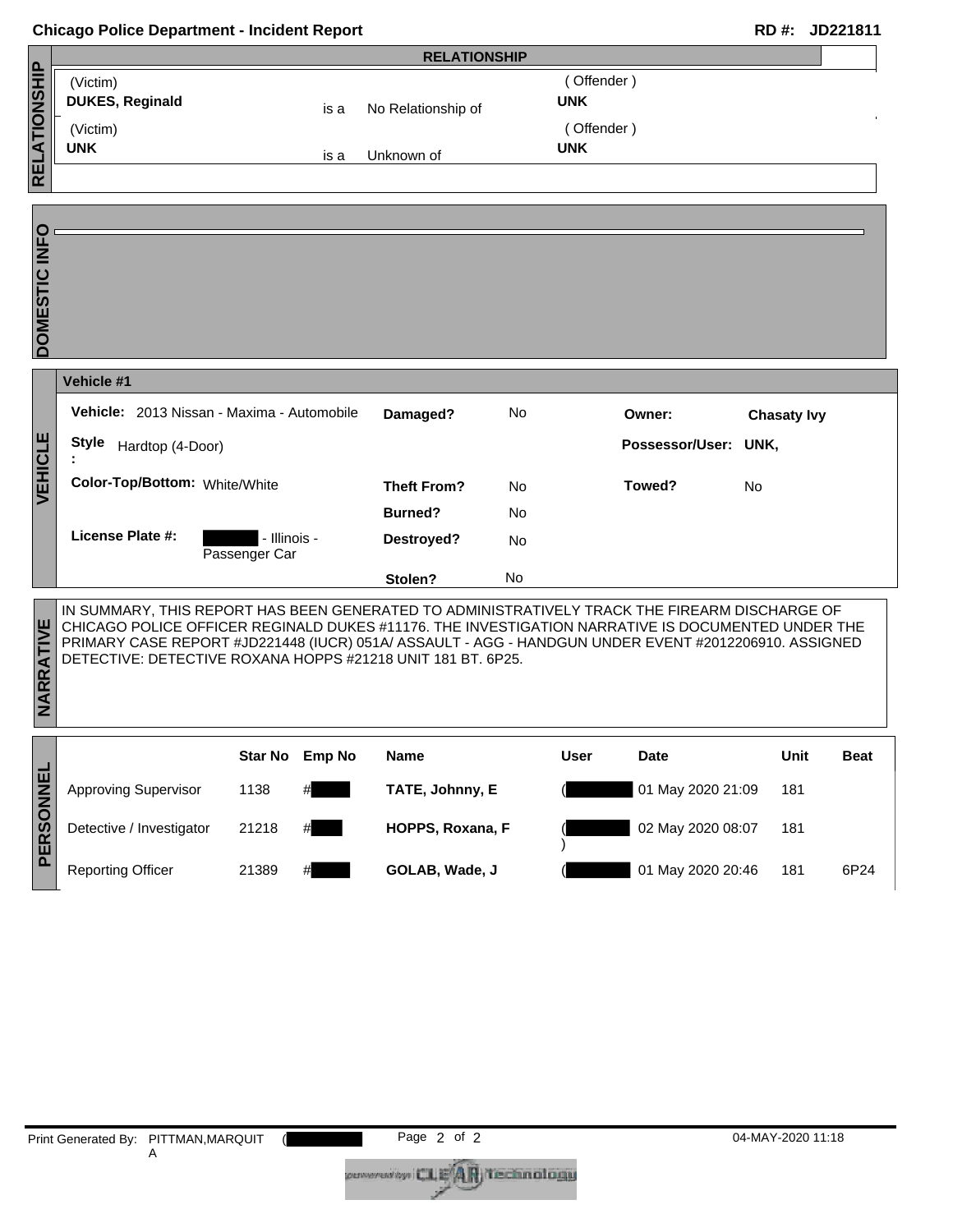## Chicago Police Department - Incident Report

**RD #: JD221811**

### RELATIONSHIP

| (Victim) | | | (Offender) |
|---|---|---|---|
| **DUKES, Reginald** | is a | No Relationship of | **UNK** |
| **UNK** | is a | Unknown of | **UNK** |

### DOMESTIC INFO

### VEHICLE

**Vehicle #1**

| | | | | | |
|---|---|---|---|---|---|
| **Vehicle:** 2013 Nissan - Maxima - Automobile | | **Damaged?** | No | **Owner:** | **Chasaty Ivy** |
| **Style:** Hardtop (4-Door) | | | | **Possessor/User:** | **UNK,** |
| **Color-Top/Bottom:** | White/White | **Theft From?** | No | **Towed?** | No |
| | | **Burned?** | No | | |
| **License Plate #:** | [REDACTED] - Illinois - Passenger Car | **Destroyed?** | No | | |
| | | **Stolen?** | No | | |

### NARRATIVE

IN SUMMARY, THIS REPORT HAS BEEN GENERATED TO ADMINISTRATIVELY TRACK THE FIREARM DISCHARGE OF CHICAGO POLICE OFFICER REGINALD DUKES #11176. THE INVESTIGATION NARRATIVE IS DOCUMENTED UNDER THE PRIMARY CASE REPORT #JD221448 (IUCR) 051A/ ASSAULT - AGG - HANDGUN UNDER EVENT #2012206910. ASSIGNED DETECTIVE: DETECTIVE ROXANA HOPPS #21218 UNIT 181 BT. 6P25.

### PERSONNEL

| | Star No | Emp No | Name | User | Date | Unit | Beat |
|---|---|---|---|---|---|---|---|
| Approving Supervisor | 1138 | #[REDACTED] | **TATE, Johnny, E** | ([REDACTED]) | 01 May 2020 21:09 | 181 | |
| Detective / Investigator | 21218 | #[REDACTED] | **HOPPS, Roxana, F** | ([REDACTED]) | 02 May 2020 08:07 | 181 | |
| Reporting Officer | 21389 | #[REDACTED] | **GOLAB, Wade, J** | ([REDACTED]) | 01 May 2020 20:46 | 181 | 6P24 |

Print Generated By: PITTMAN,MARQUITA ([REDACTED]) 04-MAY-2020 11:18